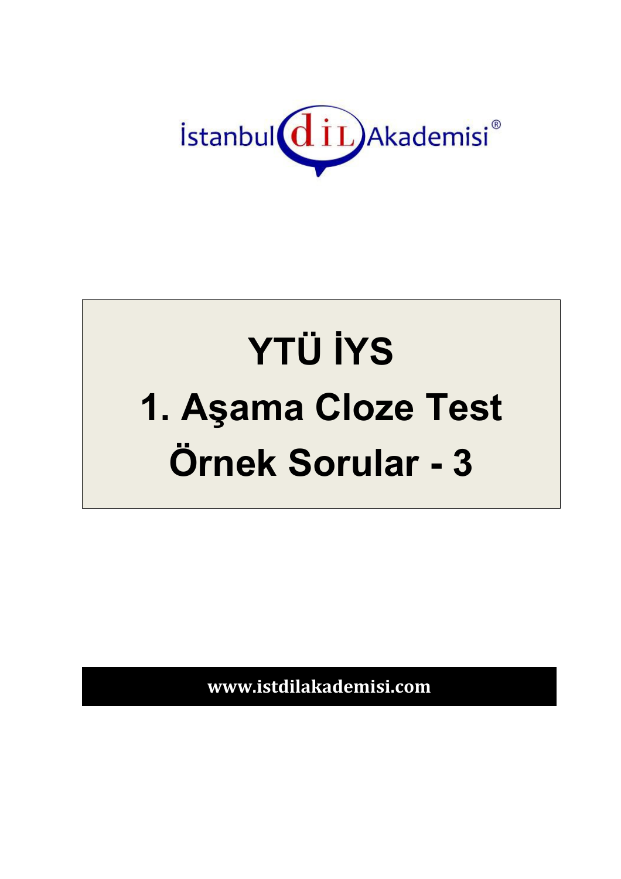İstanbul dil Akademisi®

# YTÜ İYS
# 1. Aşama Cloze Test
# Örnek Sorular - 3

**www.istdilakademisi.com**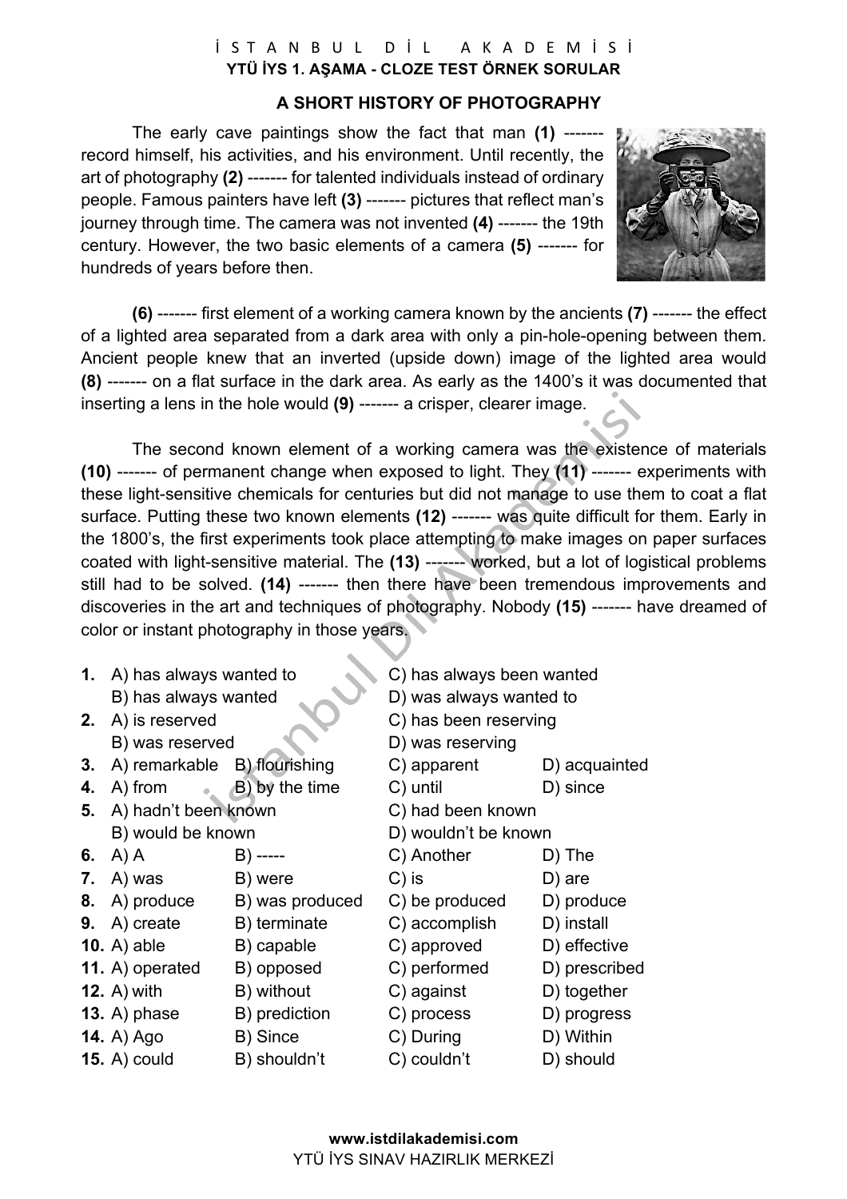İ S T A N B U L D İ L A K A D E M İ S İ

**YTÜ İYS 1. AŞAMA - CLOZE TEST ÖRNEK SORULAR**

## A SHORT HISTORY OF PHOTOGRAPHY

The early cave paintings show the fact that man **(1)** ------- record himself, his activities, and his environment. Until recently, the art of photography **(2)** ------- for talented individuals instead of ordinary people. Famous painters have left **(3)** ------- pictures that reflect man's journey through time. The camera was not invented **(4)** ------- the 19th century. However, the two basic elements of a camera **(5)** ------- for hundreds of years before then.

**(6)** ------- first element of a working camera known by the ancients **(7)** ------- the effect of a lighted area separated from a dark area with only a pin-hole-opening between them. Ancient people knew that an inverted (upside down) image of the lighted area would **(8)** ------- on a flat surface in the dark area. As early as the 1400's it was documented that inserting a lens in the hole would **(9)** ------- a crisper, clearer image.

The second known element of a working camera was the existence of materials **(10)** ------- of permanent change when exposed to light. They **(11)** ------- experiments with these light-sensitive chemicals for centuries but did not manage to use them to coat a flat surface. Putting these two known elements **(12)** ------- was quite difficult for them. Early in the 1800's, the first experiments took place attempting to make images on paper surfaces coated with light-sensitive material. The **(13)** ------- worked, but a lot of logistical problems still had to be solved. **(14)** ------- then there have been tremendous improvements and discoveries in the art and techniques of photography. Nobody **(15)** ------- have dreamed of color or instant photography in those years.

**1.** A) has always wanted to
B) has always wanted
C) has always been wanted
D) was always wanted to

**2.** A) is reserved
B) was reserved
C) has been reserving
D) was reserving

**3.** A) remarkable B) flourishing C) apparent D) acquainted

**4.** A) from B) by the time C) until D) since

**5.** A) hadn't been known
B) would be known
C) had been known
D) wouldn't be known

**6.** A) A B) ----- C) Another D) The

**7.** A) was B) were C) is D) are

**8.** A) produce B) was produced C) be produced D) produce

**9.** A) create B) terminate C) accomplish D) install

**10.** A) able B) capable C) approved D) effective

**11.** A) operated B) opposed C) performed D) prescribed

**12.** A) with B) without C) against D) together

**13.** A) phase B) prediction C) process D) progress

**14.** A) Ago B) Since C) During D) Within

**15.** A) could B) shouldn't C) couldn't D) should

www.istdilakademisi.com
YTÜ İYS SINAV HAZIRLIK MERKEZİ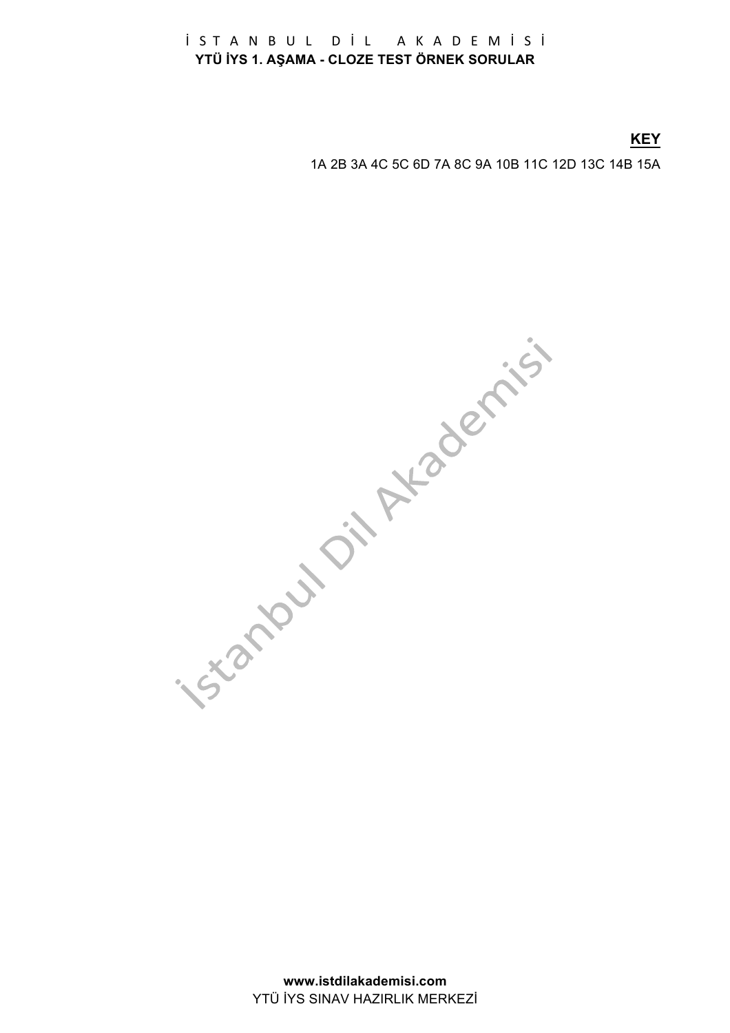**KEY**

1A 2B 3A 4C 5C 6D 7A 8C 9A 10B 11C 12D 13C 14B 15A